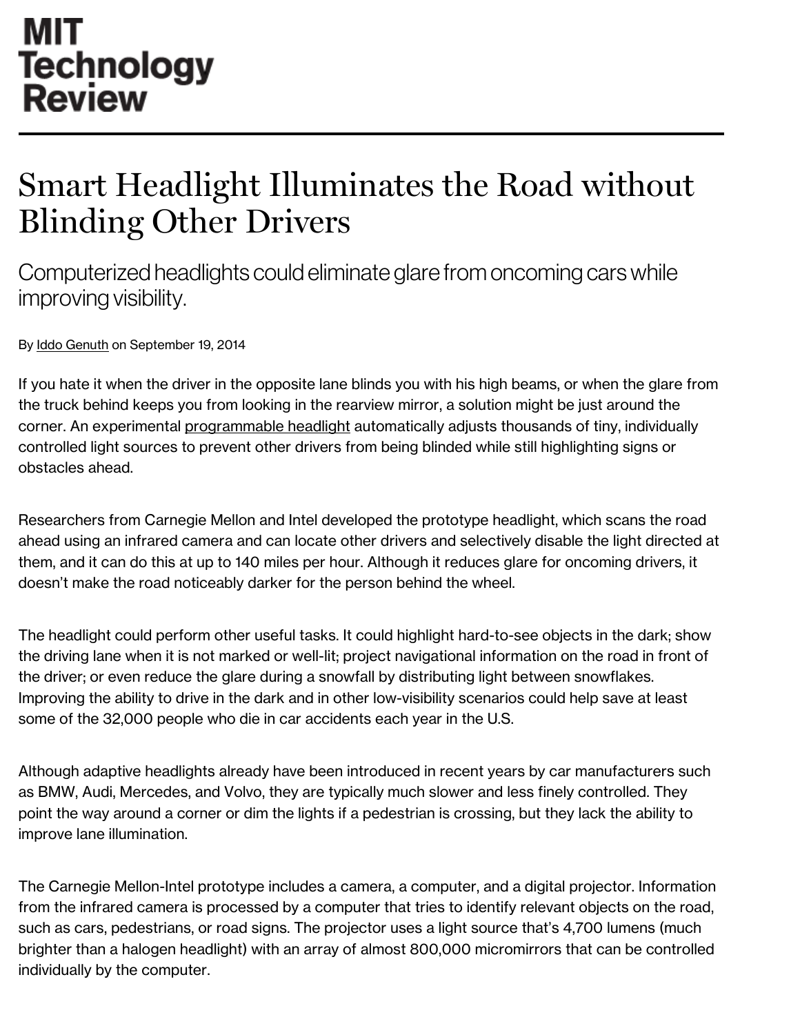MIT Technology Review

# Smart Headlight Illuminates the Road without Blinding Other Drivers

## Computerized headlights could eliminate glare from oncoming cars while improving visibility.

By Iddo Genuth on September 19, 2014

If you hate it when the driver in the opposite lane blinds you with his high beams, or when the glare from the truck behind keeps you from looking in the rearview mirror, a solution might be just around the corner. An experimental programmable headlight automatically adjusts thousands of tiny, individually controlled light sources to prevent other drivers from being blinded while still highlighting signs or obstacles ahead.

Researchers from Carnegie Mellon and Intel developed the prototype headlight, which scans the road ahead using an infrared camera and can locate other drivers and selectively disable the light directed at them, and it can do this at up to 140 miles per hour. Although it reduces glare for oncoming drivers, it doesn't make the road noticeably darker for the person behind the wheel.

The headlight could perform other useful tasks. It could highlight hard-to-see objects in the dark; show the driving lane when it is not marked or well-lit; project navigational information on the road in front of the driver; or even reduce the glare during a snowfall by distributing light between snowflakes. Improving the ability to drive in the dark and in other low-visibility scenarios could help save at least some of the 32,000 people who die in car accidents each year in the U.S.

Although adaptive headlights already have been introduced in recent years by car manufacturers such as BMW, Audi, Mercedes, and Volvo, they are typically much slower and less finely controlled. They point the way around a corner or dim the lights if a pedestrian is crossing, but they lack the ability to improve lane illumination.

The Carnegie Mellon-Intel prototype includes a camera, a computer, and a digital projector. Information from the infrared camera is processed by a computer that tries to identify relevant objects on the road, such as cars, pedestrians, or road signs. The projector uses a light source that's 4,700 lumens (much brighter than a halogen headlight) with an array of almost 800,000 micromirrors that can be controlled individually by the computer.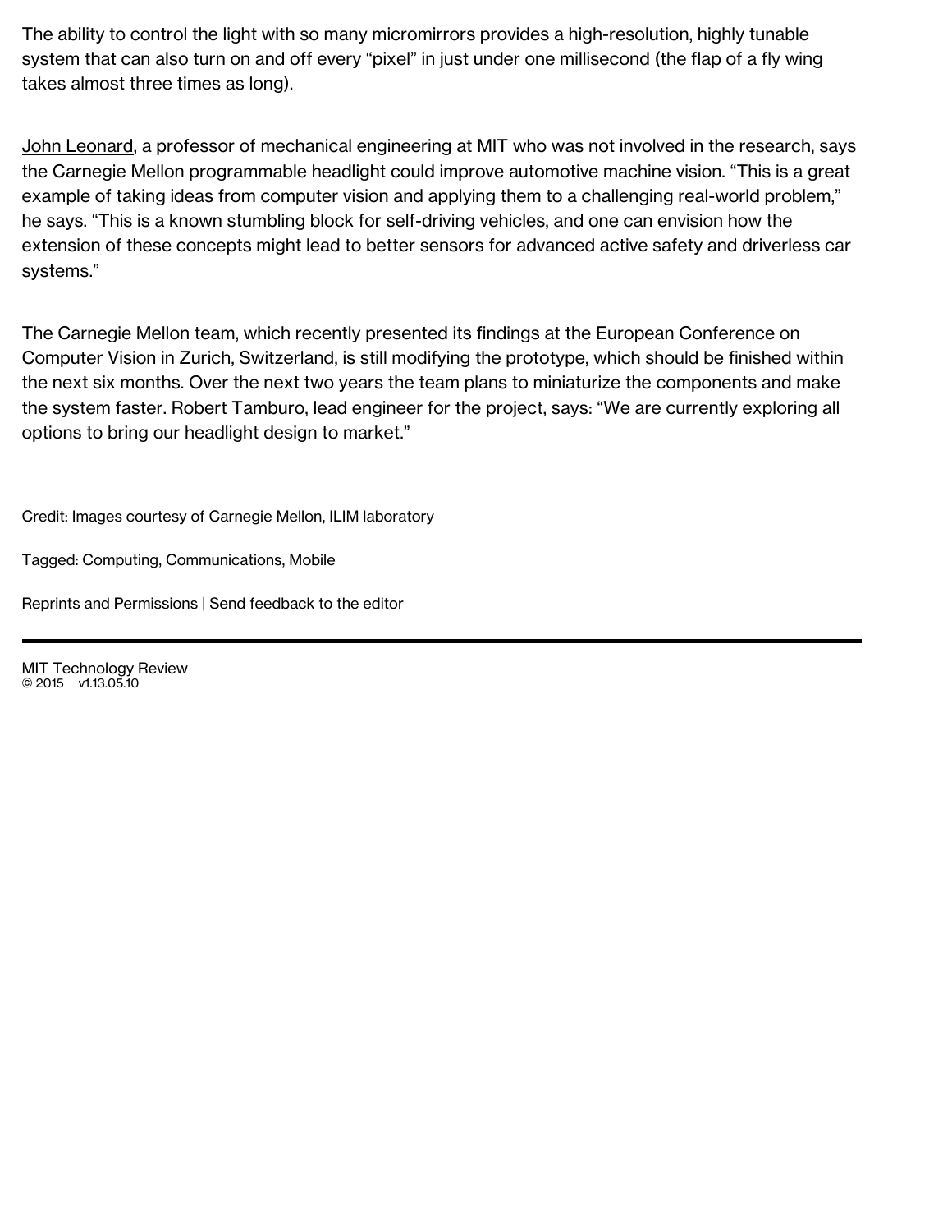The ability to control the light with so many micromirrors provides a high-resolution, highly tunable system that can also turn on and off every "pixel" in just under one millisecond (the flap of a fly wing takes almost three times as long).

John Leonard, a professor of mechanical engineering at MIT who was not involved in the research, says the Carnegie Mellon programmable headlight could improve automotive machine vision. "This is a great example of taking ideas from computer vision and applying them to a challenging real-world problem," he says. "This is a known stumbling block for self-driving vehicles, and one can envision how the extension of these concepts might lead to better sensors for advanced active safety and driverless car systems."

The Carnegie Mellon team, which recently presented its findings at the European Conference on Computer Vision in Zurich, Switzerland, is still modifying the prototype, which should be finished within the next six months. Over the next two years the team plans to miniaturize the components and make the system faster. Robert Tamburo, lead engineer for the project, says: "We are currently exploring all options to bring our headlight design to market."

Credit: Images courtesy of Carnegie Mellon, ILIM laboratory

Tagged: Computing, Communications, Mobile

Reprints and Permissions | Send feedback to the editor

MIT Technology Review
© 2015 v1.13.05.10